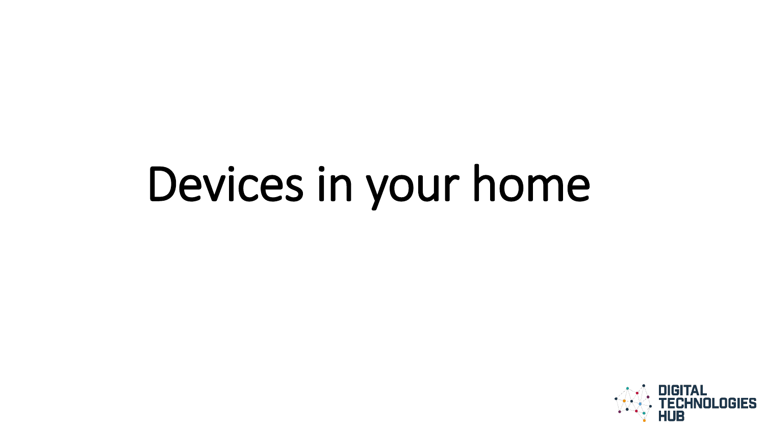# Devices in your home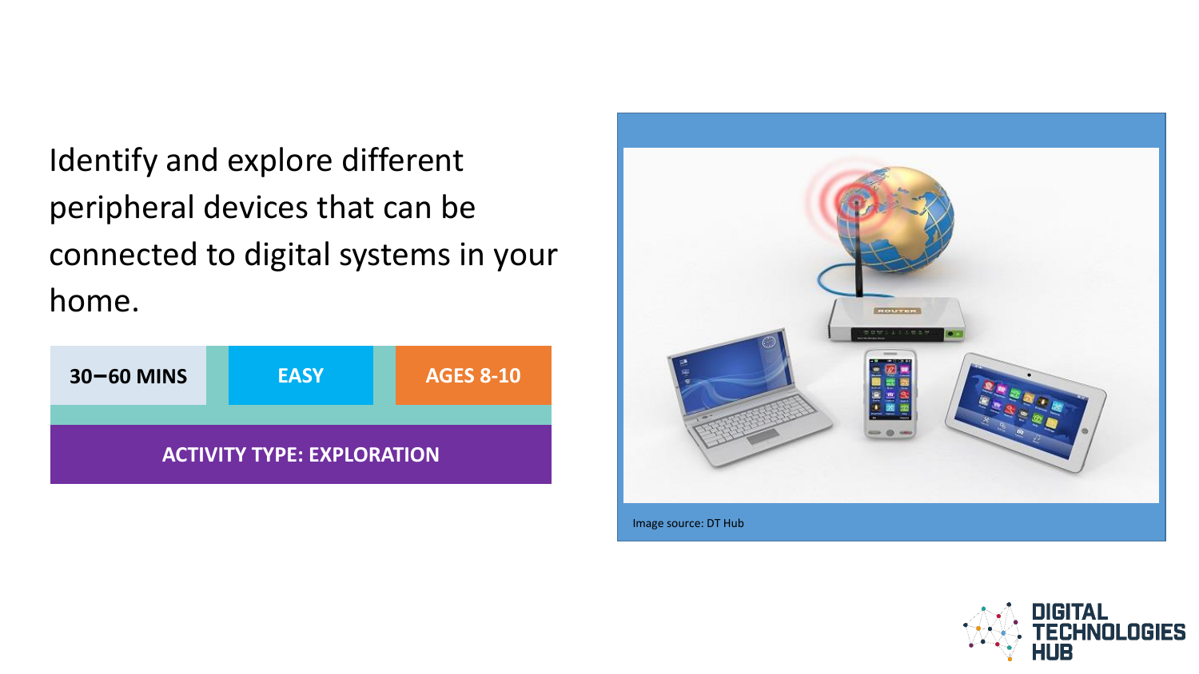Identify and explore different peripheral devices that can be connected to digital systems in your home.

| 30–60 MINS | EASY | AGES 8-10 |
| --- | --- | --- |

**ACTIVITY TYPE: EXPLORATION**

Image source: DT Hub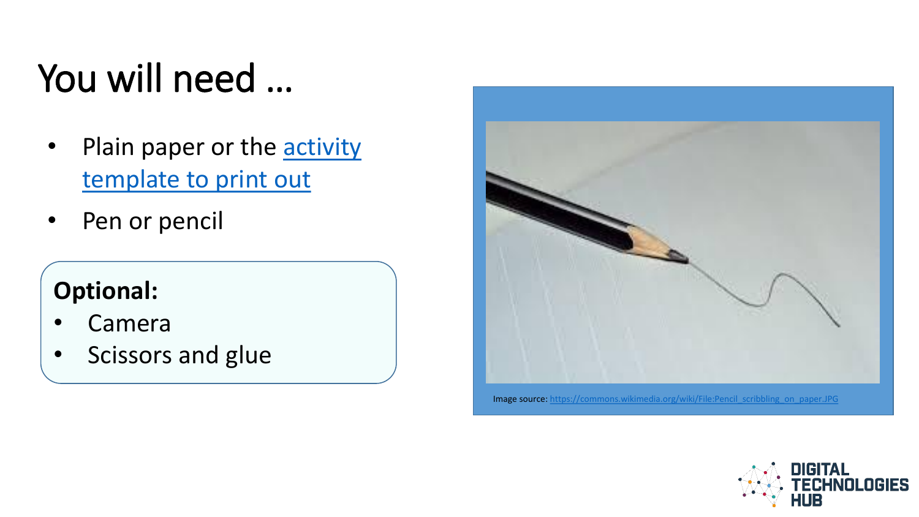# You will need …

- Plain paper or the activity template to print out
- Pen or pencil

**Optional:**

- Camera
- Scissors and glue

Image source: https://commons.wikimedia.org/wiki/File:Pencil_scribbling_on_paper.JPG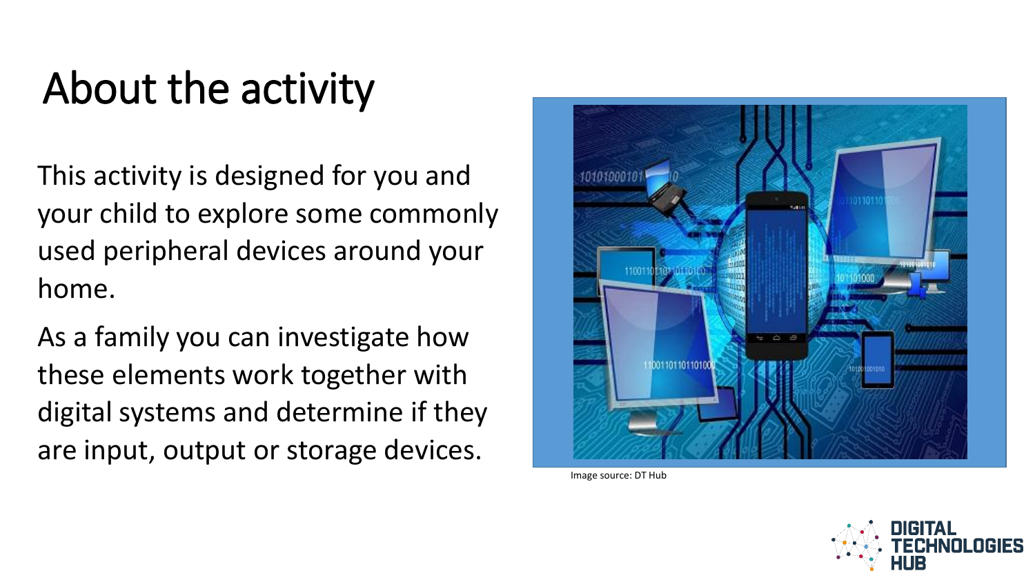# About the activity

This activity is designed for you and your child to explore some commonly used peripheral devices around your home.

As a family you can investigate how these elements work together with digital systems and determine if they are input, output or storage devices.

Image source: DT Hub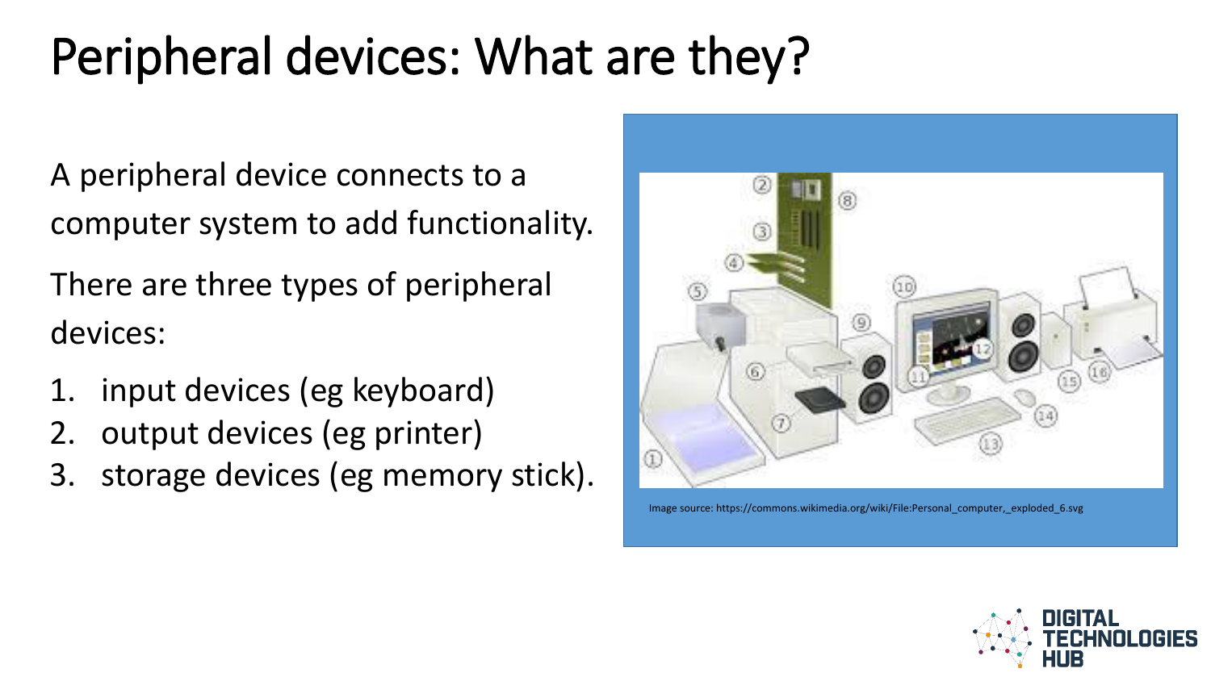# Peripheral devices: What are they?

A peripheral device connects to a computer system to add functionality.

There are three types of peripheral devices:

1. input devices (eg keyboard)
2. output devices (eg printer)
3. storage devices (eg memory stick).

Image source: https://commons.wikimedia.org/wiki/File:Personal_computer,_exploded_6.svg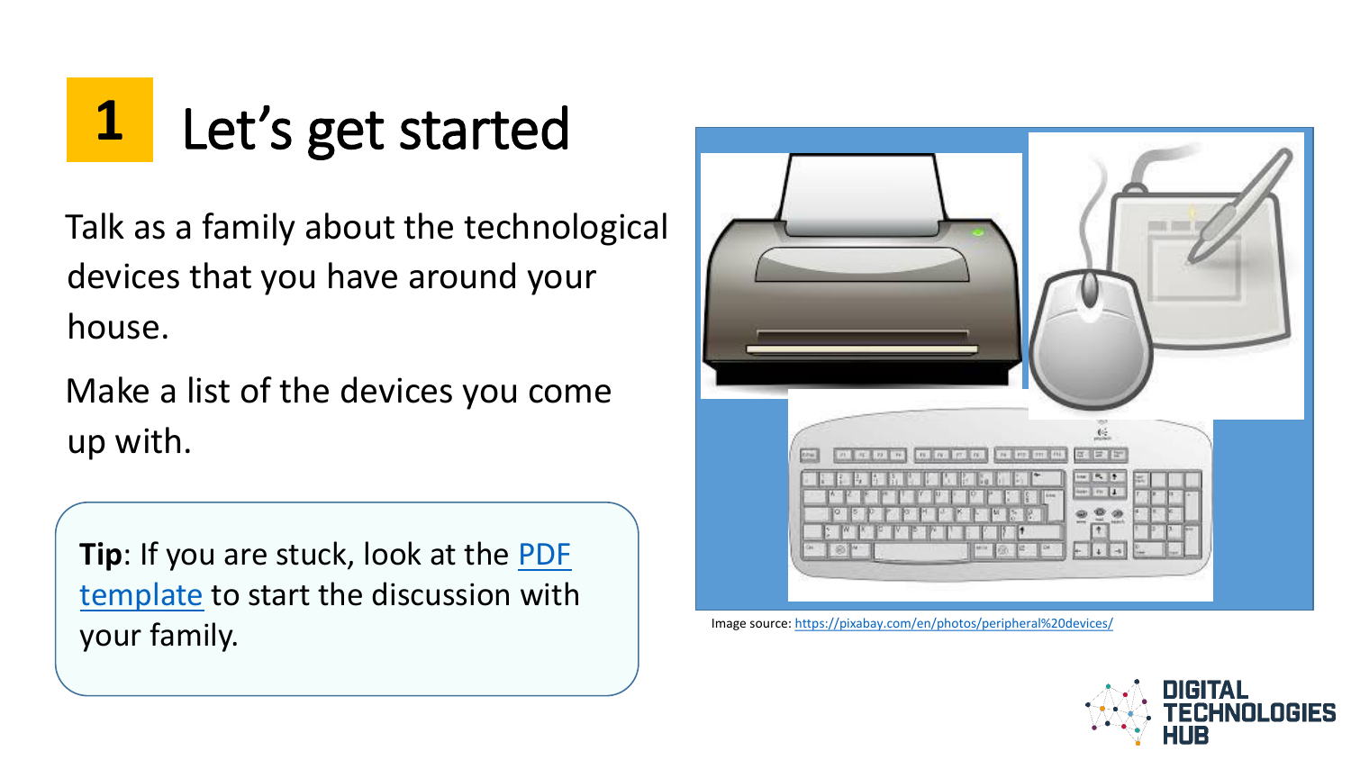# 1 Let's get started

Talk as a family about the technological devices that you have around your house.

Make a list of the devices you come up with.

**Tip**: If you are stuck, look at the PDF template to start the discussion with your family.

Image source: https://pixabay.com/en/photos/peripheral%20devices/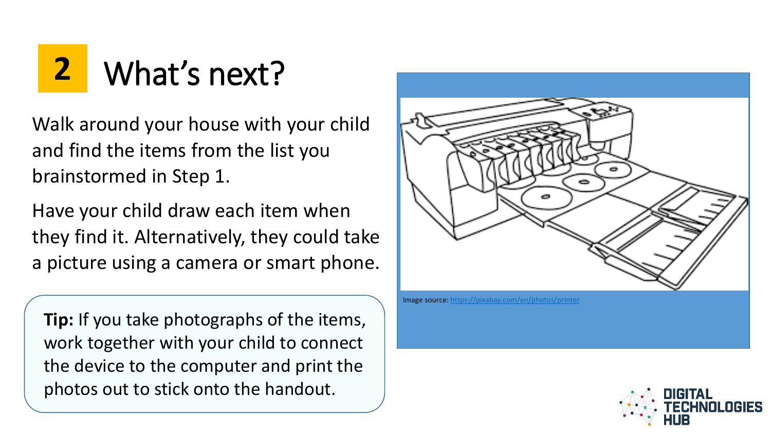## 2 What's next?

Walk around your house with your child and find the items from the list you brainstormed in Step 1.

Have your child draw each item when they find it. Alternatively, they could take a picture using a camera or smart phone.

**Tip:** If you take photographs of the items, work together with your child to connect the device to the computer and print the photos out to stick onto the handout.

Image source: https://pixabay.com/en/photos/printer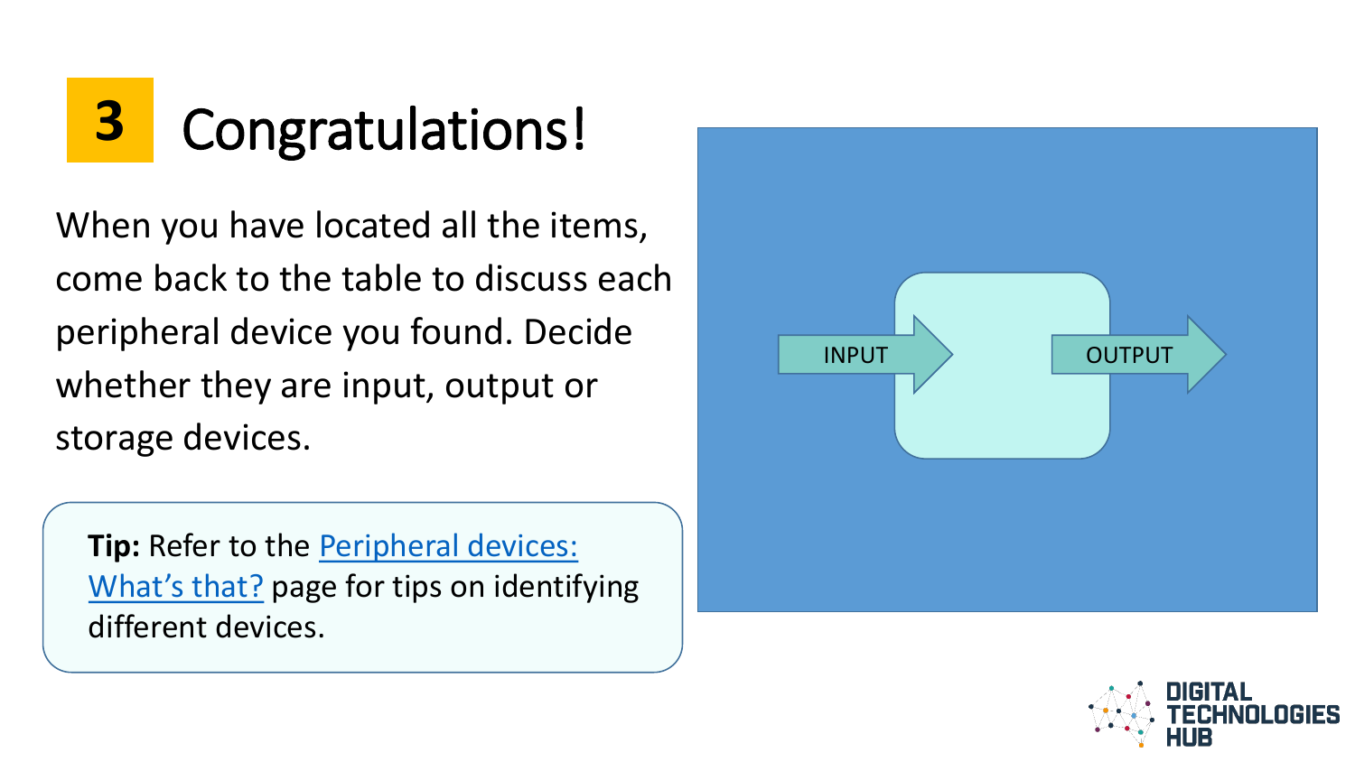# 3 Congratulations!

When you have located all the items, come back to the table to discuss each peripheral device you found. Decide whether they are input, output or storage devices.

**Tip:** Refer to the Peripheral devices: What's that? page for tips on identifying different devices.

INPUT

OUTPUT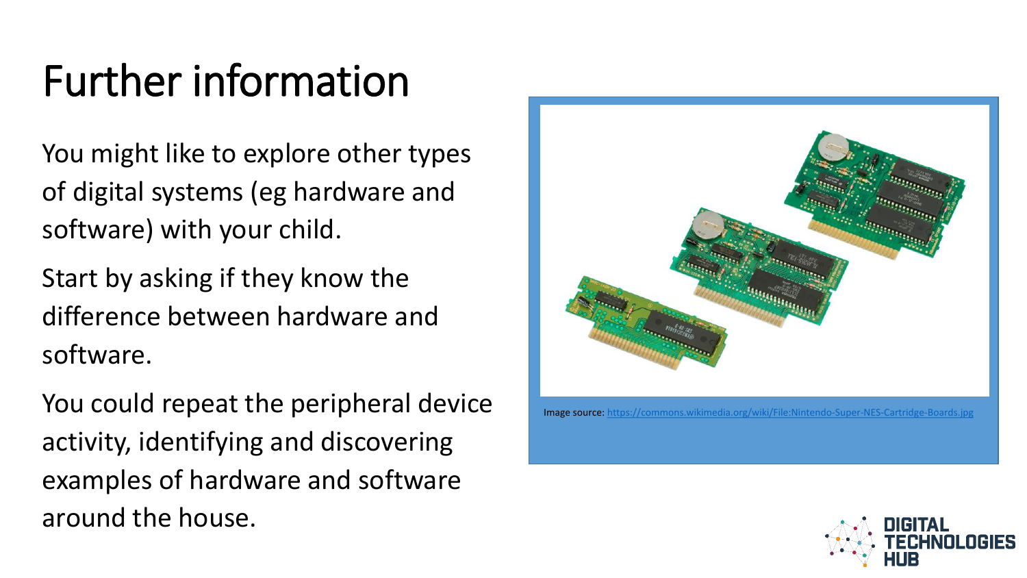# Further information

You might like to explore other types of digital systems (eg hardware and software) with your child.

Start by asking if they know the difference between hardware and software.

You could repeat the peripheral device activity, identifying and discovering examples of hardware and software around the house.

Image source: https://commons.wikimedia.org/wiki/File:Nintendo-Super-NES-Cartridge-Boards.jpg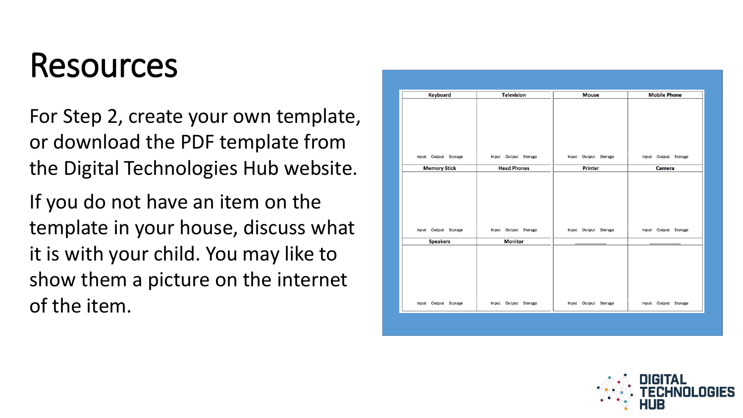# Resources

For Step 2, create your own template, or download the PDF template from the Digital Technologies Hub website.

If you do not have an item on the template in your house, discuss what it is with your child. You may like to show them a picture on the internet of the item.

| Keyboard | Television | Mouse | Mobile Phone |
|---|---|---|---|
| Input Output Storage | Input Output Storage | Input Output Storage | Input Output Storage |
| **Memory Stick** | **Head Phones** | **Printer** | **Camera** |
| Input Output Storage | Input Output Storage | Input Output Storage | Input Output Storage |
| **Speakers** | **Monitor** | ________ | ________ |
| Input Output Storage | Input Output Storage | Input Output Storage | Input Output Storage |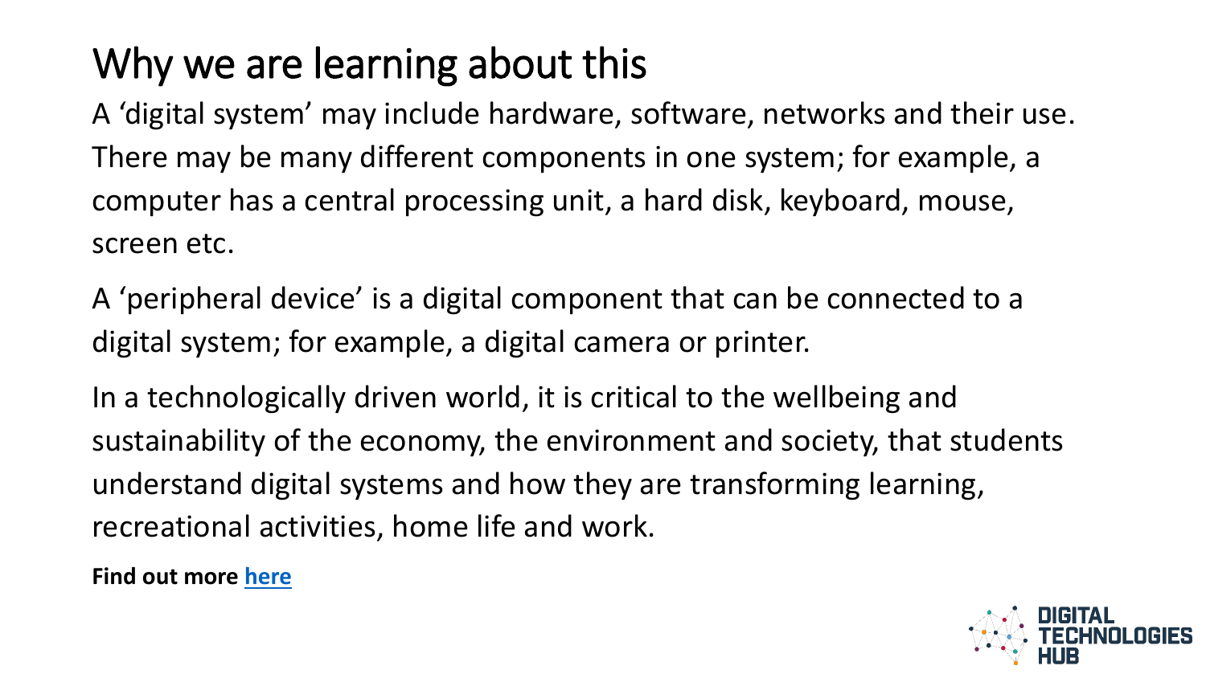# Why we are learning about this

A 'digital system' may include hardware, software, networks and their use. There may be many different components in one system; for example, a computer has a central processing unit, a hard disk, keyboard, mouse, screen etc.

A 'peripheral device' is a digital component that can be connected to a digital system; for example, a digital camera or printer.

In a technologically driven world, it is critical to the wellbeing and sustainability of the economy, the environment and society, that students understand digital systems and how they are transforming learning, recreational activities, home life and work.

**Find out more here**

DIGITAL TECHNOLOGIES HUB